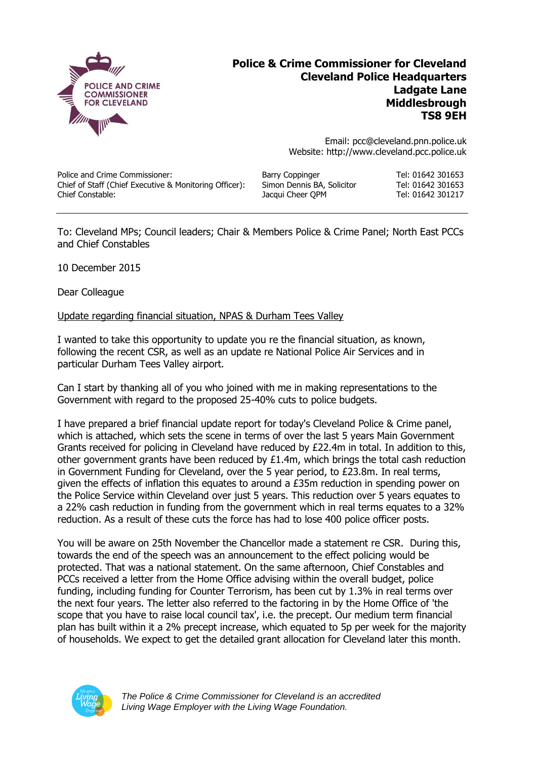POLICE AND CRIME COMMISSIONER FOR CLEVELAND

**Police & Crime Commissioner for Cleveland**
**Cleveland Police Headquarters**
**Ladgate Lane**
**Middlesbrough**
**TS8 9EH**

Email: pcc@cleveland.pnn.police.uk
Website: http://www.cleveland.pcc.police.uk

| | | |
|---|---|---|
| Police and Crime Commissioner: | Barry Coppinger | Tel: 01642 301653 |
| Chief of Staff (Chief Executive & Monitoring Officer): | Simon Dennis BA, Solicitor | Tel: 01642 301653 |
| Chief Constable: | Jacqui Cheer QPM | Tel: 01642 301217 |

---

To: Cleveland MPs; Council leaders; Chair & Members Police & Crime Panel; North East PCCs and Chief Constables

10 December 2015

Dear Colleague

Update regarding financial situation, NPAS & Durham Tees Valley

I wanted to take this opportunity to update you re the financial situation, as known, following the recent CSR, as well as an update re National Police Air Services and in particular Durham Tees Valley airport.

Can I start by thanking all of you who joined with me in making representations to the Government with regard to the proposed 25-40% cuts to police budgets.

I have prepared a brief financial update report for today's Cleveland Police & Crime panel, which is attached, which sets the scene in terms of over the last 5 years Main Government Grants received for policing in Cleveland have reduced by £22.4m in total. In addition to this, other government grants have been reduced by £1.4m, which brings the total cash reduction in Government Funding for Cleveland, over the 5 year period, to £23.8m. In real terms, given the effects of inflation this equates to around a £35m reduction in spending power on the Police Service within Cleveland over just 5 years. This reduction over 5 years equates to a 22% cash reduction in funding from the government which in real terms equates to a 32% reduction. As a result of these cuts the force has had to lose 400 police officer posts.

You will be aware on 25th November the Chancellor made a statement re CSR. During this, towards the end of the speech was an announcement to the effect policing would be protected. That was a national statement. On the same afternoon, Chief Constables and PCCs received a letter from the Home Office advising within the overall budget, police funding, including funding for Counter Terrorism, has been cut by 1.3% in real terms over the next four years. The letter also referred to the factoring in by the Home Office of 'the scope that you have to raise local council tax', i.e. the precept. Our medium term financial plan has built within it a 2% precept increase, which equated to 5p per week for the majority of households. We expect to get the detailed grant allocation for Cleveland later this month.

*The Police & Crime Commissioner for Cleveland is an accredited Living Wage Employer with the Living Wage Foundation.*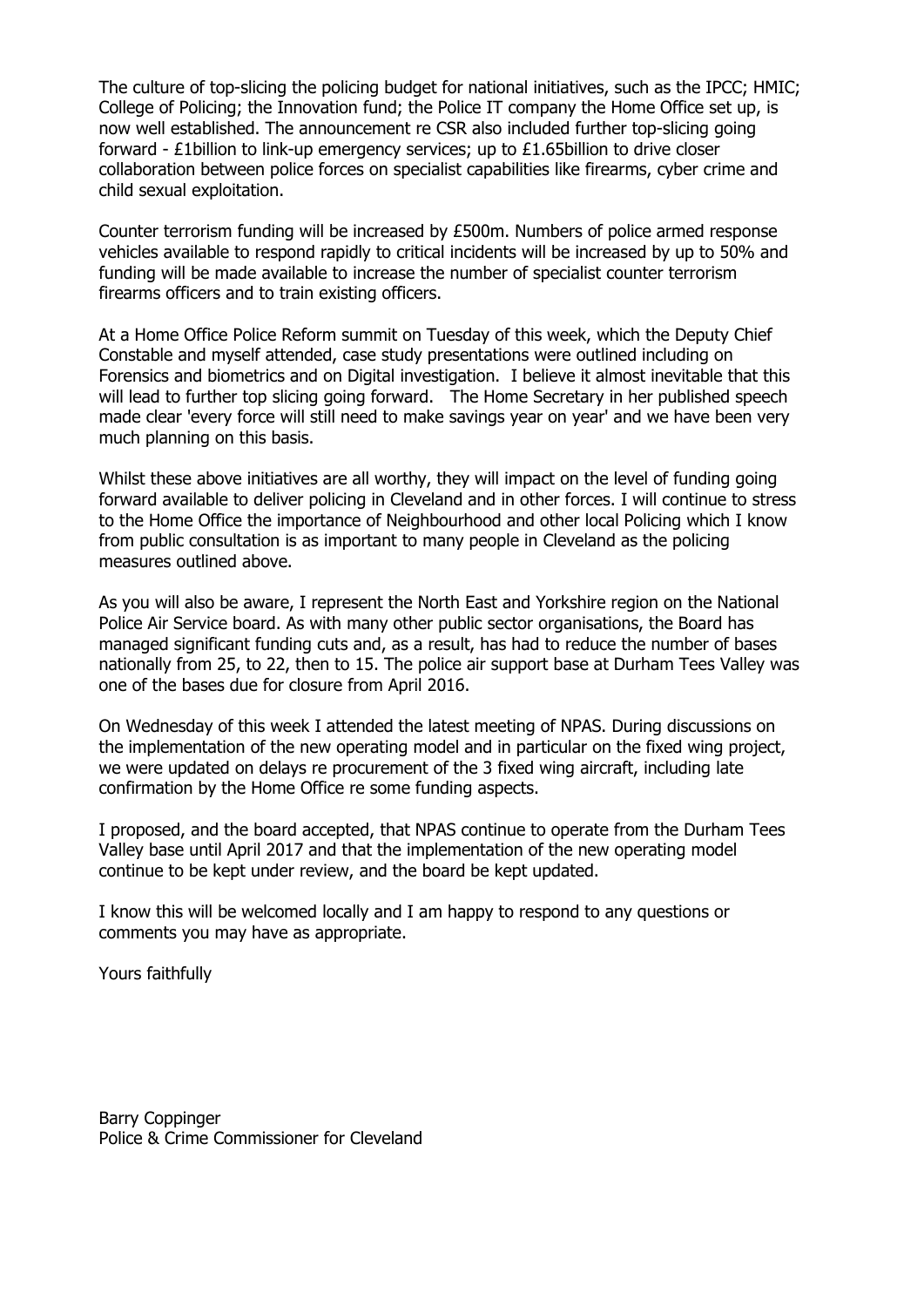The culture of top-slicing the policing budget for national initiatives, such as the IPCC; HMIC; College of Policing; the Innovation fund; the Police IT company the Home Office set up, is now well established. The announcement re CSR also included further top-slicing going forward - £1billion to link-up emergency services; up to £1.65billion to drive closer collaboration between police forces on specialist capabilities like firearms, cyber crime and child sexual exploitation.

Counter terrorism funding will be increased by £500m. Numbers of police armed response vehicles available to respond rapidly to critical incidents will be increased by up to 50% and funding will be made available to increase the number of specialist counter terrorism firearms officers and to train existing officers.

At a Home Office Police Reform summit on Tuesday of this week, which the Deputy Chief Constable and myself attended, case study presentations were outlined including on Forensics and biometrics and on Digital investigation. I believe it almost inevitable that this will lead to further top slicing going forward. The Home Secretary in her published speech made clear 'every force will still need to make savings year on year' and we have been very much planning on this basis.

Whilst these above initiatives are all worthy, they will impact on the level of funding going forward available to deliver policing in Cleveland and in other forces. I will continue to stress to the Home Office the importance of Neighbourhood and other local Policing which I know from public consultation is as important to many people in Cleveland as the policing measures outlined above.

As you will also be aware, I represent the North East and Yorkshire region on the National Police Air Service board. As with many other public sector organisations, the Board has managed significant funding cuts and, as a result, has had to reduce the number of bases nationally from 25, to 22, then to 15. The police air support base at Durham Tees Valley was one of the bases due for closure from April 2016.

On Wednesday of this week I attended the latest meeting of NPAS. During discussions on the implementation of the new operating model and in particular on the fixed wing project, we were updated on delays re procurement of the 3 fixed wing aircraft, including late confirmation by the Home Office re some funding aspects.

I proposed, and the board accepted, that NPAS continue to operate from the Durham Tees Valley base until April 2017 and that the implementation of the new operating model continue to be kept under review, and the board be kept updated.

I know this will be welcomed locally and I am happy to respond to any questions or comments you may have as appropriate.

Yours faithfully

Barry Coppinger
Police & Crime Commissioner for Cleveland